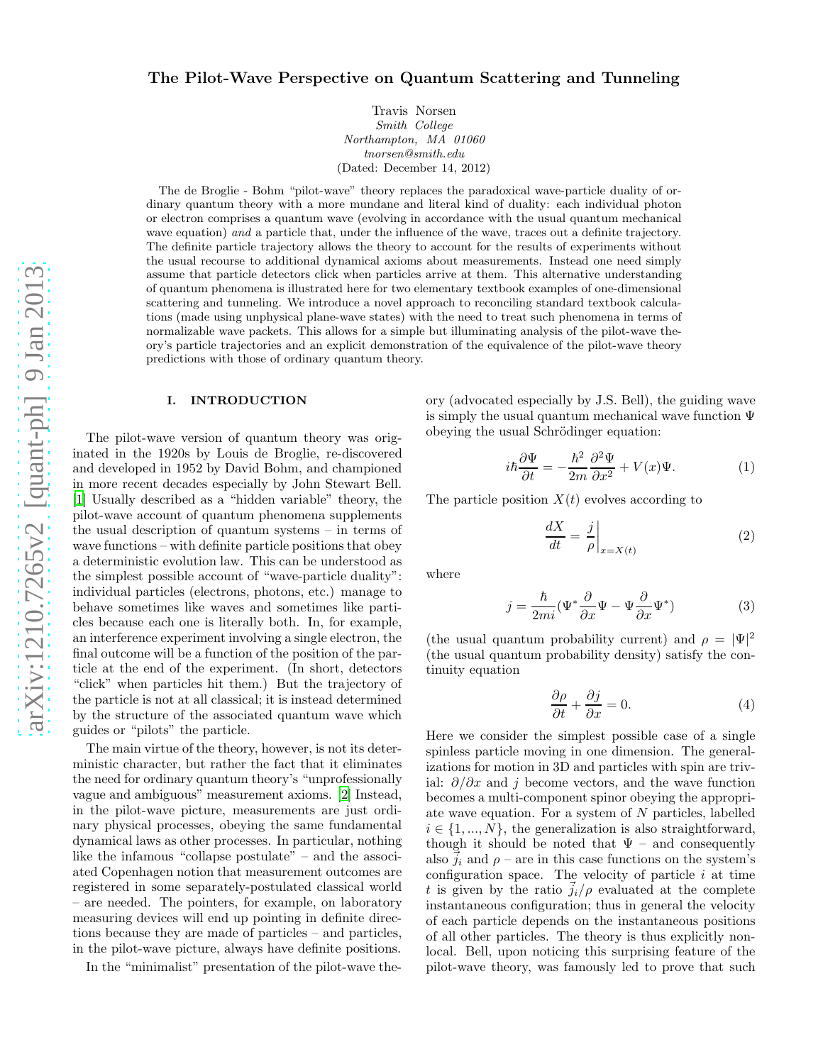# The Pilot-Wave Perspective on Quantum Scattering and Tunneling

Travis Norsen
*Smith College*
*Northampton, MA 01060*
*tnorsen@smith.edu*
(Dated: December 14, 2012)

The de Broglie - Bohm "pilot-wave" theory replaces the paradoxical wave-particle duality of ordinary quantum theory with a more mundane and literal kind of duality: each individual photon or electron comprises a quantum wave (evolving in accordance with the usual quantum mechanical wave equation) *and* a particle that, under the influence of the wave, traces out a definite trajectory. The definite particle trajectory allows the theory to account for the results of experiments without the usual recourse to additional dynamical axioms about measurements. Instead one need simply assume that particle detectors click when particles arrive at them. This alternative understanding of quantum phenomena is illustrated here for two elementary textbook examples of one-dimensional scattering and tunneling. We introduce a novel approach to reconciling standard textbook calculations (made using unphysical plane-wave states) with the need to treat such phenomena in terms of normalizable wave packets. This allows for a simple but illuminating analysis of the pilot-wave theory's particle trajectories and an explicit demonstration of the equivalence of the pilot-wave theory predictions with those of ordinary quantum theory.

## I. INTRODUCTION

The pilot-wave version of quantum theory was originated in the 1920s by Louis de Broglie, re-discovered and developed in 1952 by David Bohm, and championed in more recent decades especially by John Stewart Bell. [1] Usually described as a "hidden variable" theory, the pilot-wave account of quantum phenomena supplements the usual description of quantum systems – in terms of wave functions – with definite particle positions that obey a deterministic evolution law. This can be understood as the simplest possible account of "wave-particle duality": individual particles (electrons, photons, etc.) manage to behave sometimes like waves and sometimes like particles because each one is literally both. In, for example, an interference experiment involving a single electron, the final outcome will be a function of the position of the particle at the end of the experiment. (In short, detectors "click" when particles hit them.) But the trajectory of the particle is not at all classical; it is instead determined by the structure of the associated quantum wave which guides or "pilots" the particle.

The main virtue of the theory, however, is not its deterministic character, but rather the fact that it eliminates the need for ordinary quantum theory's "unprofessionally vague and ambiguous" measurement axioms. [2] Instead, in the pilot-wave picture, measurements are just ordinary physical processes, obeying the same fundamental dynamical laws as other processes. In particular, nothing like the infamous "collapse postulate" – and the associated Copenhagen notion that measurement outcomes are registered in some separately-postulated classical world – are needed. The pointers, for example, on laboratory measuring devices will end up pointing in definite directions because they are made of particles – and particles, in the pilot-wave picture, always have definite positions.

In the "minimalist" presentation of the pilot-wave theory (advocated especially by J.S. Bell), the guiding wave is simply the usual quantum mechanical wave function $\Psi$ obeying the usual Schrödinger equation:

$$i\hbar \frac{\partial \Psi}{\partial t} = -\frac{\hbar^2}{2m}\frac{\partial^2 \Psi}{\partial x^2} + V(x)\Psi. \tag{1}$$

The particle position $X(t)$ evolves according to

$$\frac{dX}{dt} = \left.\frac{j}{\rho}\right|_{x=X(t)} \tag{2}$$

where

$$j = \frac{\hbar}{2mi}\left(\Psi^* \frac{\partial}{\partial x}\Psi - \Psi \frac{\partial}{\partial x}\Psi^*\right) \tag{3}$$

(the usual quantum probability current) and $\rho = |\Psi|^2$ (the usual quantum probability density) satisfy the continuity equation

$$\frac{\partial \rho}{\partial t} + \frac{\partial j}{\partial x} = 0. \tag{4}$$

Here we consider the simplest possible case of a single spinless particle moving in one dimension. The generalizations for motion in 3D and particles with spin are trivial: $\partial/\partial x$ and $j$ become vectors, and the wave function becomes a multi-component spinor obeying the appropriate wave equation. For a system of $N$ particles, labelled $i \in \{1, ..., N\}$, the generalization is also straightforward, though it should be noted that $\Psi$ – and consequently also $\vec{j}_i$ and $\rho$ – are in this case functions on the system's configuration space. The velocity of particle $i$ at time $t$ is given by the ratio $\vec{j}_i/\rho$ evaluated at the complete instantaneous configuration; thus in general the velocity of each particle depends on the instantaneous positions of all other particles. The theory is thus explicitly nonlocal. Bell, upon noticing this surprising feature of the pilot-wave theory, was famously led to prove that such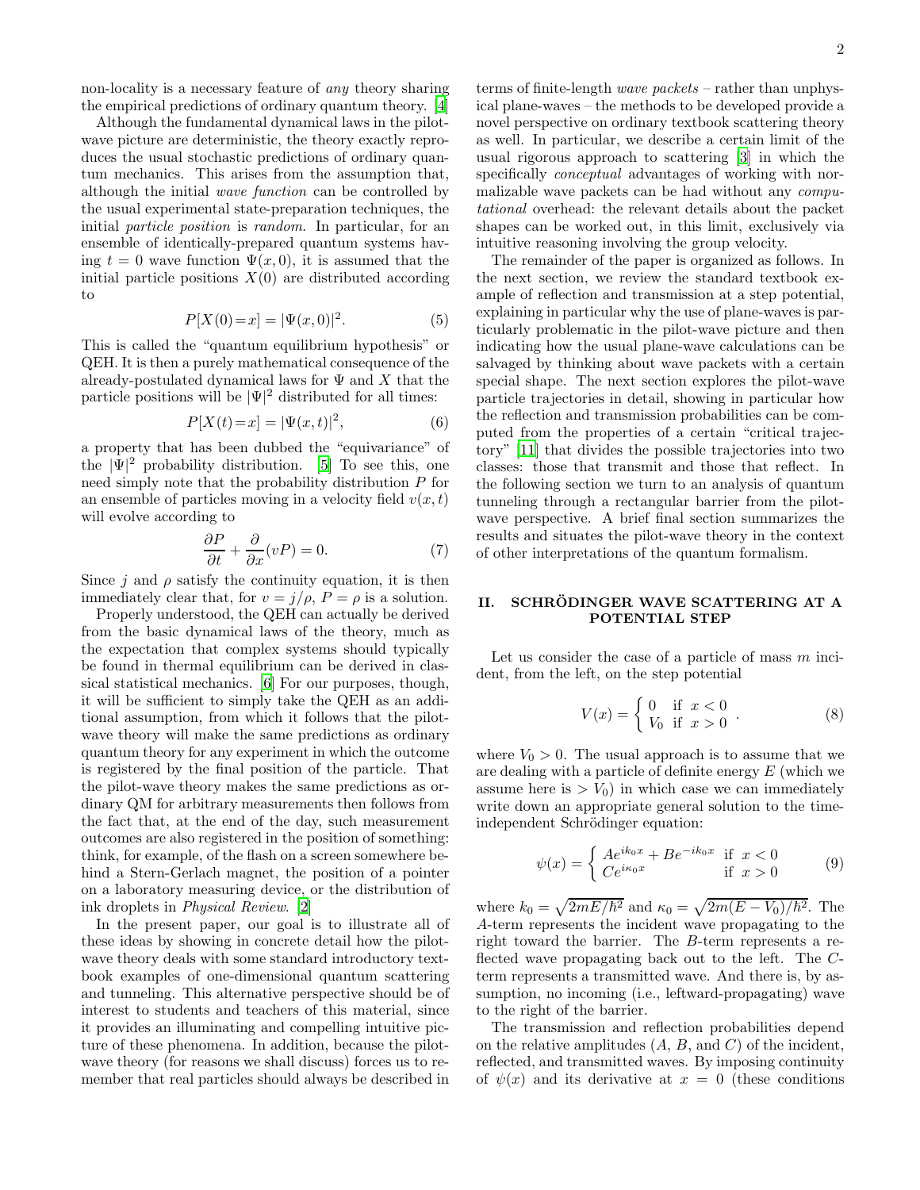non-locality is a necessary feature of *any* theory sharing the empirical predictions of ordinary quantum theory. [4]

Although the fundamental dynamical laws in the pilot-wave picture are deterministic, the theory exactly reproduces the usual stochastic predictions of ordinary quantum mechanics. This arises from the assumption that, although the initial *wave function* can be controlled by the usual experimental state-preparation techniques, the initial *particle position* is *random*. In particular, for an ensemble of identically-prepared quantum systems having $t = 0$ wave function $\Psi(x, 0)$, it is assumed that the initial particle positions $X(0)$ are distributed according to

$$P[X(0)=x] = |\Psi(x,0)|^2. \tag{5}$$

This is called the "quantum equilibrium hypothesis" or QEH. It is then a purely mathematical consequence of the already-postulated dynamical laws for $\Psi$ and $X$ that the particle positions will be $|\Psi|^2$ distributed for all times:

$$P[X(t)=x] = |\Psi(x,t)|^2, \tag{6}$$

a property that has been dubbed the "equivariance" of the $|\Psi|^2$ probability distribution. [5] To see this, one need simply note that the probability distribution $P$ for an ensemble of particles moving in a velocity field $v(x, t)$ will evolve according to

$$\frac{\partial P}{\partial t} + \frac{\partial}{\partial x}(vP) = 0. \tag{7}$$

Since $j$ and $\rho$ satisfy the continuity equation, it is then immediately clear that, for $v = j/\rho$, $P = \rho$ is a solution.

Properly understood, the QEH can actually be derived from the basic dynamical laws of the theory, much as the expectation that complex systems should typically be found in thermal equilibrium can be derived in classical statistical mechanics. [6] For our purposes, though, it will be sufficient to simply take the QEH as an additional assumption, from which it follows that the pilot-wave theory will make the same predictions as ordinary quantum theory for any experiment in which the outcome is registered by the final position of the particle. That the pilot-wave theory makes the same predictions as ordinary QM for arbitrary measurements then follows from the fact that, at the end of the day, such measurement outcomes are also registered in the position of something: think, for example, of the flash on a screen somewhere behind a Stern-Gerlach magnet, the position of a pointer on a laboratory measuring device, or the distribution of ink droplets in *Physical Review*. [2]

In the present paper, our goal is to illustrate all of these ideas by showing in some concrete detail how the pilot-wave theory deals with some standard introductory textbook examples of one-dimensional quantum scattering and tunneling. This alternative perspective should be of interest to students and teachers of this material, since it provides an illuminating and compelling intuitive picture of these phenomena. In addition, because the pilot-wave theory (for reasons we shall discuss) forces us to remember that real particles should always be described in terms of finite-length *wave packets* – rather than unphysical plane-waves – the methods to be developed provide a novel perspective on ordinary textbook scattering theory as well. In particular, we describe a certain limit of the usual rigorous approach to scattering [3] in which the specifically *conceptual* advantages of working with normalizable wave packets can be had without any *computational* overhead: the relevant details about the packet shapes can be worked out, in this limit, exclusively via intuitive reasoning involving the group velocity.

The remainder of the paper is organized as follows. In the next section, we review the standard textbook example of reflection and transmission at a step potential, explaining in particular why the use of plane-waves is particularly problematic in the pilot-wave picture and then indicating how the usual plane-wave calculations can be salvaged by thinking about wave packets with a certain special shape. The next section explores the pilot-wave particle trajectories in detail, showing in particular how the reflection and transmission probabilities can be computed from the properties of a certain "critical trajectory" [11] that divides the possible trajectories into two classes: those that transmit and those that reflect. In the following section we turn to an analysis of quantum tunneling through a rectangular barrier from the pilot-wave perspective. A brief final section summarizes the results and situates the pilot-wave theory in the context of other interpretations of the quantum formalism.

## II. SCHRÖDINGER WAVE SCATTERING AT A POTENTIAL STEP

Let us consider the case of a particle of mass $m$ incident, from the left, on the step potential

$$V(x) = \begin{cases} 0 & \text{if } x < 0 \\ V_0 & \text{if } x > 0 \end{cases}. \tag{8}$$

where $V_0 > 0$. The usual approach is to assume that we are dealing with a particle of definite energy $E$ (which we assume here is $> V_0$) in which case we can immediately write down an appropriate general solution to the time-independent Schrödinger equation:

$$\psi(x) = \begin{cases} Ae^{ik_0 x} + Be^{-ik_0 x} & \text{if } x < 0 \\ Ce^{i\kappa_0 x} & \text{if } x > 0 \end{cases} \tag{9}$$

where $k_0 = \sqrt{2mE/\hbar^2}$ and $\kappa_0 = \sqrt{2m(E - V_0)/\hbar^2}$. The $A$-term represents the incident wave propagating to the right toward the barrier. The $B$-term represents a reflected wave propagating back out to the left. The $C$-term represents a transmitted wave. And there is, by assumption, no incoming (i.e., leftward-propagating) wave to the right of the barrier.

The transmission and reflection probabilities depend on the relative amplitudes ($A$, $B$, and $C$) of the incident, reflected, and transmitted waves. By imposing continuity of $\psi(x)$ and its derivative at $x = 0$ (these conditions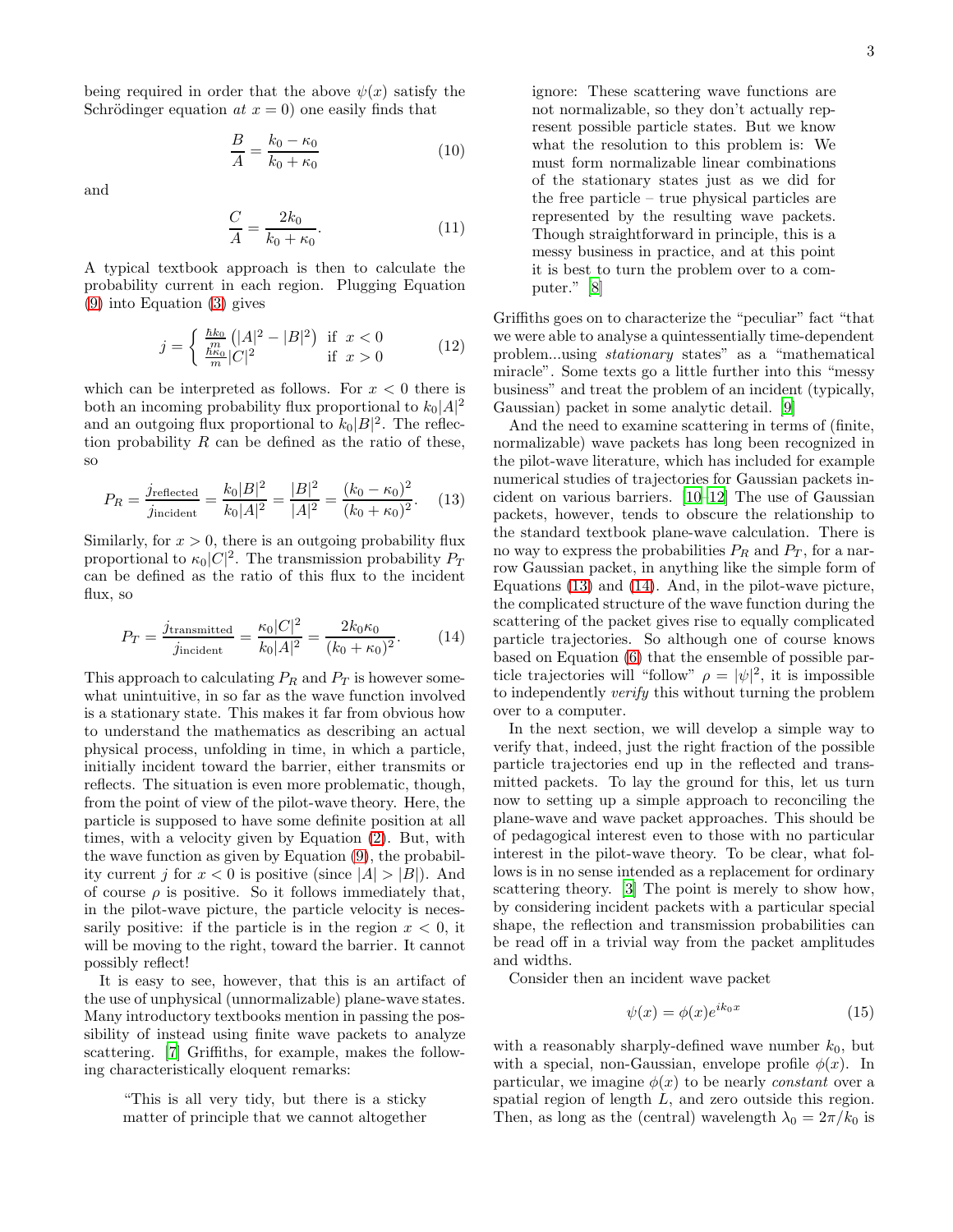being required in order that the above $\psi(x)$ satisfy the Schrödinger equation *at* $x = 0$) one easily finds that

$$\frac{B}{A} = \frac{k_0 - \kappa_0}{k_0 + \kappa_0} \tag{10}$$

and

$$\frac{C}{A} = \frac{2k_0}{k_0 + \kappa_0}. \tag{11}$$

A typical textbook approach is then to calculate the probability current in each region. Plugging Equation (9) into Equation (3) gives

$$j = \begin{cases} \frac{\hbar k_0}{m}\left(|A|^2 - |B|^2\right) & \text{if } \; x < 0 \\ \frac{\hbar \kappa_0}{m}|C|^2 & \text{if } \; x > 0 \end{cases} \tag{12}$$

which can be interpreted as follows. For $x < 0$ there is both an incoming probability flux proportional to $k_0|A|^2$ and an outgoing flux proportional to $k_0|B|^2$. The reflection probability $R$ can be defined as the ratio of these, so

$$P_R = \frac{j_{\text{reflected}}}{j_{\text{incident}}} = \frac{k_0|B|^2}{k_0|A|^2} = \frac{|B|^2}{|A|^2} = \frac{(k_0 - \kappa_0)^2}{(k_0 + \kappa_0)^2}. \tag{13}$$

Similarly, for $x > 0$, there is an outgoing probability flux proportional to $\kappa_0|C|^2$. The transmission probability $P_T$ can be defined as the ratio of this flux to the incident flux, so

$$P_T = \frac{j_{\text{transmitted}}}{j_{\text{incident}}} = \frac{\kappa_0|C|^2}{k_0|A|^2} = \frac{2k_0\kappa_0}{(k_0 + \kappa_0)^2}. \tag{14}$$

This approach to calculating $P_R$ and $P_T$ is however somewhat unintuitive, in so far as the wave function involved is a stationary state. This makes it far from obvious how to understand the mathematics as describing an actual physical process, unfolding in time, in which a particle, initially incident toward the barrier, either transmits or reflects. The situation is even more problematic, though, from the point of view of the pilot-wave theory. Here, the particle is supposed to have some definite position at all times, with a velocity given by Equation (2). But, with the wave function as given by Equation (9), the probability current $j$ for $x < 0$ is positive (since $|A| > |B|$). And of course $\rho$ is positive. So it follows immediately that, in the pilot-wave picture, the particle velocity is necessarily positive: if the particle is in the region $x < 0$, it will be moving to the right, toward the barrier. It cannot possibly reflect!

It is easy to see, however, that this is an artifact of the use of unphysical (unnormalizable) plane-wave states. Many introductory textbooks mention in passing the possibility of instead using finite wave packets to analyze scattering. [7] Griffiths, for example, makes the following characteristically eloquent remarks:

> "This is all very tidy, but there is a sticky matter of principle that we cannot altogether ignore: These scattering wave functions are not normalizable, so they don't actually represent possible particle states. But we know what the resolution to this problem is: We must form normalizable linear combinations of the stationary states just as we did for the free particle – true physical particles are represented by the resulting wave packets. Though straightforward in principle, this is a messy business in practice, and at this point it is best to turn the problem over to a computer." [8]

Griffiths goes on to characterize the "peculiar" fact "that we were able to analyse a quintessentially time-dependent problem...using *stationary* states" as a "mathematical miracle". Some texts go a little further into this "messy business" and treat the problem of an incident (typically, Gaussian) packet in some analytic detail. [9]

And the need to examine scattering in terms of (finite, normalizable) wave packets has long been recognized in the pilot-wave literature, which has included for example numerical studies of trajectories for Gaussian packets incident on various barriers. [10–12] The use of Gaussian packets, however, tends to obscure the relationship to the standard textbook plane-wave calculation. There is no way to express the probabilities $P_R$ and $P_T$, for a narrow Gaussian packet, in anything like the simple form of Equations (13) and (14). And, in the pilot-wave picture, the complicated structure of the wave function during the scattering of the packet gives rise to equally complicated particle trajectories. So although one of course knows based on Equation (6) that the ensemble of possible particle trajectories will "follow" $\rho = |\psi|^2$, it is impossible to independently *verify* this without turning the problem over to a computer.

In the next section, we will develop a simple way to verify that, indeed, just the right fraction of the possible particle trajectories end up in the reflected and transmitted packets. To lay the ground for this, let us turn now to setting up a simple approach to reconciling the plane-wave and wave packet approaches. This should be of pedagogical interest even to those with no particular interest in the pilot-wave theory. To be clear, what follows is in no sense intended as a replacement for ordinary scattering theory. [3] The point is merely to show how, by considering incident packets with a particular special shape, the reflection and transmission probabilities can be read off in a trivial way from the packet amplitudes and widths.

Consider then an incident wave packet

$$\psi(x) = \phi(x)e^{ik_0 x} \tag{15}$$

with a reasonably sharply-defined wave number $k_0$, but with a special, non-Gaussian, envelope profile $\phi(x)$. In particular, we imagine $\phi(x)$ to be nearly *constant* over a spatial region of length $L$, and zero outside this region. Then, as long as the (central) wavelength $\lambda_0 = 2\pi/k_0$ is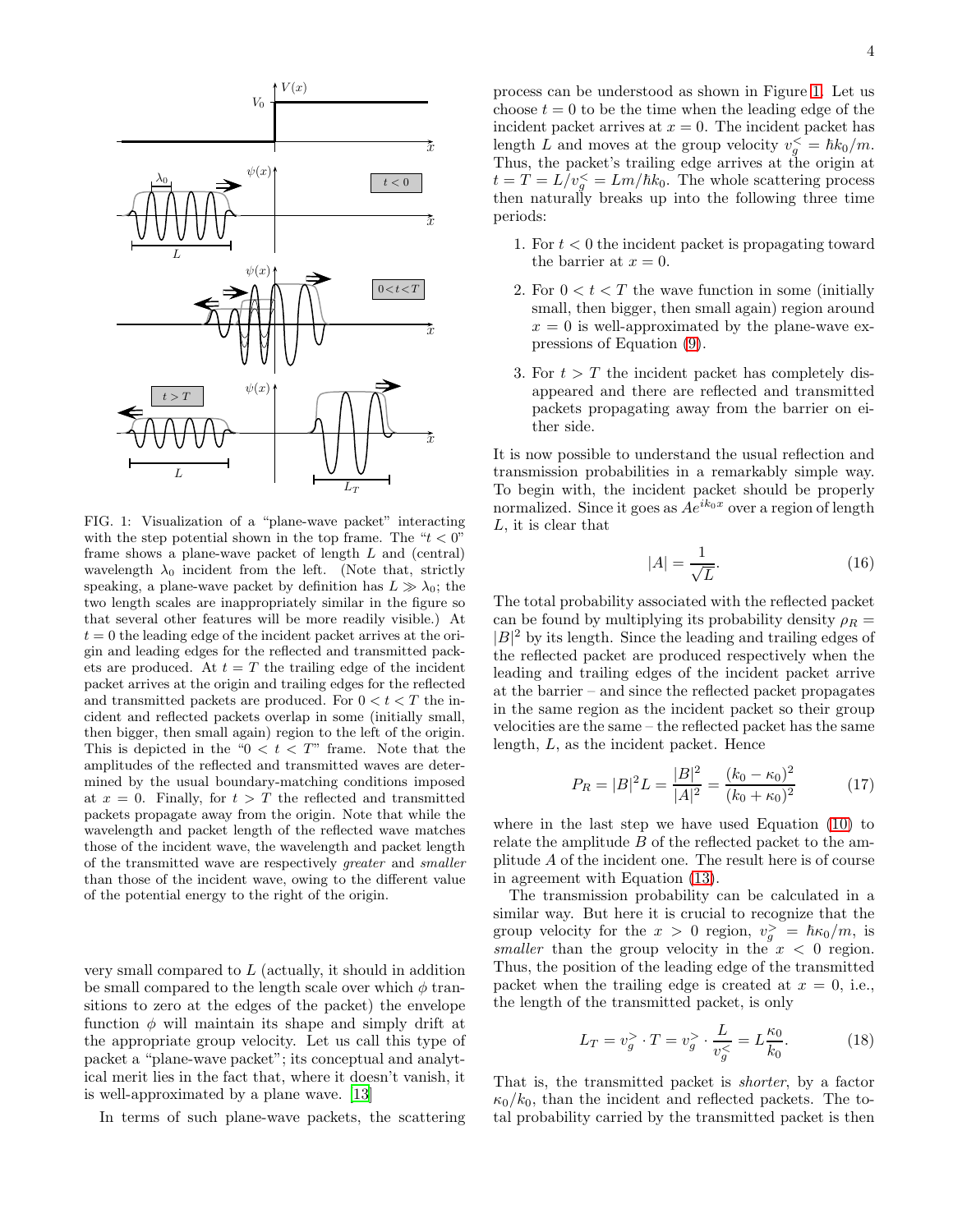FIG. 1: Visualization of a "plane-wave packet" interacting with the step potential shown in the top frame. The "$t < 0$" frame shows a plane-wave packet of length $L$ and (central) wavelength $\lambda_0$ incident from the left. (Note that, strictly speaking, a plane-wave packet by definition has $L \gg \lambda_0$; the two length scales are inappropriately similar in the figure so that several other features will be more readily visible.) At $t = 0$ the leading edge of the incident packet arrives at the origin and leading edges for the reflected and transmitted packets are produced. At $t = T$ the trailing edge of the incident packet arrives at the origin and trailing edges for the reflected and transmitted packets are produced. For $0 < t < T$ the incident and reflected packets overlap in some (initially small, then bigger, then small again) region to the left of the origin. This is depicted in the "$0 < t < T$" frame. Note that the amplitudes of the reflected and transmitted waves are determined by the usual boundary-matching conditions imposed at $x = 0$. Finally, for $t > T$ the reflected and transmitted packets propagate away from the origin. Note that while the wavelength and packet length of the reflected wave matches those of the incident wave, the wavelength and packet length of the transmitted wave are respectively *greater* and *smaller* than those of the incident wave, owing to the different value of the potential energy to the right of the origin.

very small compared to $L$ (actually, it should in addition be small compared to the length scale over which $\phi$ transitions to zero at the edges of the packet) the envelope function $\phi$ will maintain its shape and simply drift at the appropriate group velocity. Let us call this type of packet a "plane-wave packet"; its conceptual and analytical merit lies in the fact that, where it doesn't vanish, it is well-approximated by a plane wave. [13]

In terms of such plane-wave packets, the scattering process can be understood as shown in Figure 1. Let us choose $t = 0$ to be the time when the leading edge of the incident packet arrives at $x = 0$. The incident packet has length $L$ and moves at the group velocity $v_g^< = \hbar k_0/m$. Thus, the packet's trailing edge arrives at the origin at $t = T = L/v_g^< = Lm/\hbar k_0$. The whole scattering process then naturally breaks up into the following three time periods:

1. For $t < 0$ the incident packet is propagating toward the barrier at $x = 0$.
2. For $0 < t < T$ the wave function in some (initially small, then bigger, then small again) region around $x = 0$ is well-approximated by the plane-wave expressions of Equation (9).
3. For $t > T$ the incident packet has completely disappeared and there are reflected and transmitted packets propagating away from the barrier on either side.

It is now possible to understand the usual reflection and transmission probabilities in a remarkably simple way. To begin with, the incident packet should be properly normalized. Since it goes as $Ae^{ik_0x}$ over a region of length $L$, it is clear that

$$|A| = \frac{1}{\sqrt{L}}. \tag{16}$$

The total probability associated with the reflected packet can be found by multiplying its probability density $\rho_R = |B|^2$ by its length. Since the leading and trailing edges of the reflected packet are produced respectively when the leading and trailing edges of the incident packet arrive at the barrier – and since the reflected packet propagates in the same region as the incident packet so their group velocities are the same – the reflected packet has the same length, $L$, as the incident packet. Hence

$$P_R = |B|^2 L = \frac{|B|^2}{|A|^2} = \frac{(k_0 - \kappa_0)^2}{(k_0 + \kappa_0)^2} \tag{17}$$

where in the last step we have used Equation (10) to relate the amplitude $B$ of the reflected packet to the amplitude $A$ of the incident one. The result here is of course in agreement with Equation (13).

The transmission probability can be calculated in a similar way. But here it is crucial to recognize that the group velocity for the $x > 0$ region, $v_g^> = \hbar \kappa_0/m$, is *smaller* than the group velocity in the $x < 0$ region. Thus, the position of the leading edge of the transmitted packet when the trailing edge is created at $x = 0$, i.e., the length of the transmitted packet, is only

$$L_T = v_g^> \cdot T = v_g^> \cdot \frac{L}{v_g^<} = L\frac{\kappa_0}{k_0}. \tag{18}$$

That is, the transmitted packet is *shorter*, by a factor $\kappa_0/k_0$, than the incident and reflected packets. The total probability carried by the transmitted packet is then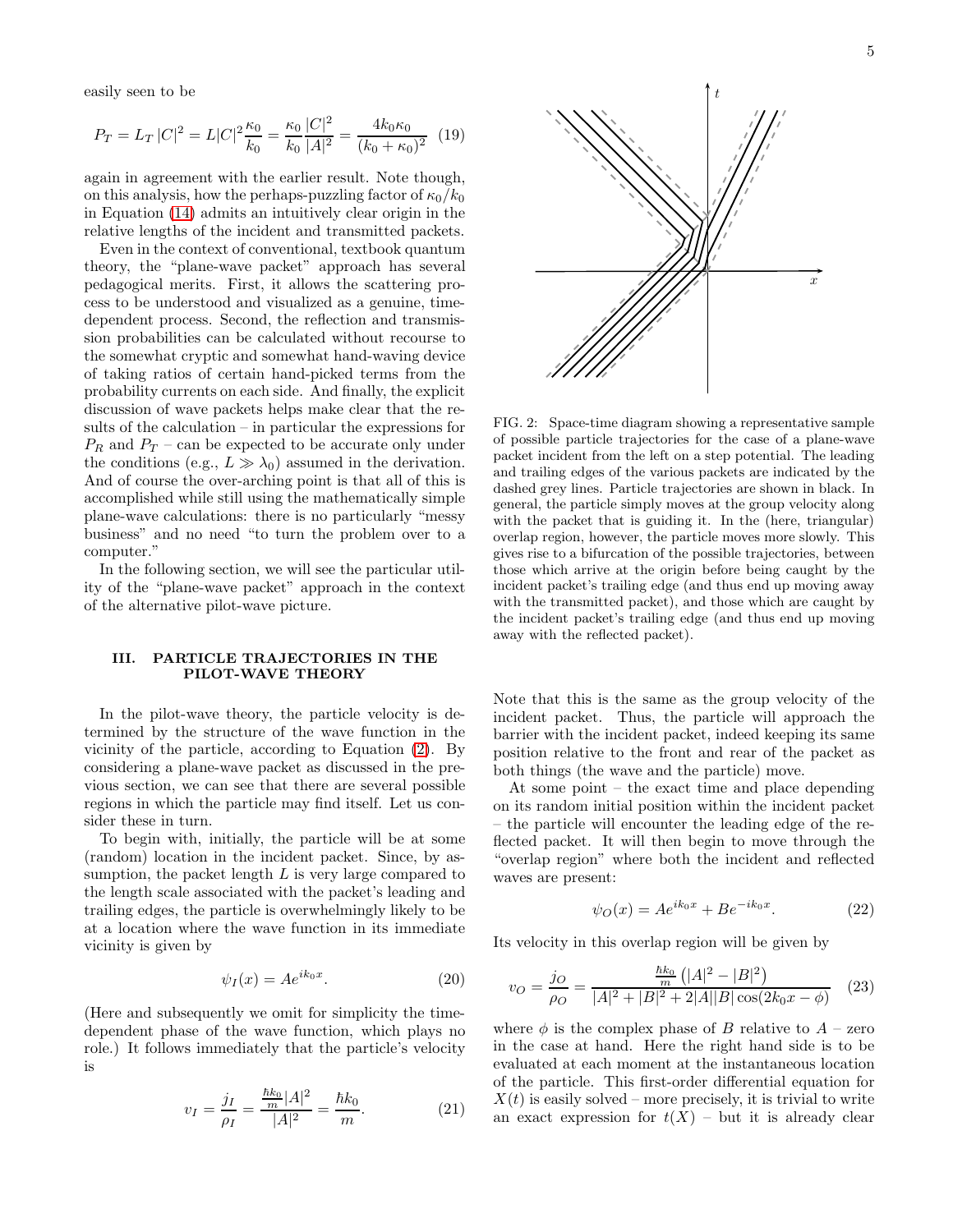easily seen to be

$$P_T = L_T\,|C|^2 = L|C|^2\frac{\kappa_0}{k_0} = \frac{\kappa_0}{k_0}\frac{|C|^2}{|A|^2} = \frac{4k_0\kappa_0}{(k_0+\kappa_0)^2} \quad (19)$$

again in agreement with the earlier result. Note though, on this analysis, how the perhaps-puzzling factor of $\kappa_0/k_0$ in Equation (14) admits an intuitively clear origin in the relative lengths of the incident and transmitted packets.

Even in the context of conventional, textbook quantum theory, the "plane-wave packet" approach has several pedagogical merits. First, it allows the scattering process to be understood and visualized as a genuine, time-dependent process. Second, the reflection and transmission probabilities can be calculated without recourse to the somewhat cryptic and somewhat hand-waving device of taking ratios of certain hand-picked terms from the probability currents on each side. And finally, the explicit discussion of wave packets helps make clear that the results of the calculation – in particular the expressions for $P_R$ and $P_T$ – can be expected to be accurate only under the conditions (e.g., $L \gg \lambda_0$) assumed in the derivation. And of course the over-arching point is that all of this is accomplished while still using the mathematically simple plane-wave calculations: there is no particularly "messy business" and no need "to turn the problem over to a computer."

In the following section, we will see the particular utility of the "plane-wave packet" approach in the context of the alternative pilot-wave picture.

## III. PARTICLE TRAJECTORIES IN THE PILOT-WAVE THEORY

In the pilot-wave theory, the particle velocity is determined by the structure of the wave function in the vicinity of the particle, according to Equation (2). By considering a plane-wave packet as discussed in the previous section, we can see that there are several possible regions in which the particle may find itself. Let us consider these in turn.

To begin with, initially, the particle will be at some (random) location in the incident packet. Since, by assumption, the packet length $L$ is very large compared to the length scale associated with the packet's leading and trailing edges, the particle is overwhelmingly likely to be at a location where the wave function in its immediate vicinity is given by

$$\psi_I(x) = Ae^{ik_0x}. \quad (20)$$

(Here and subsequently we omit for simplicity the time-dependent phase of the wave function, which plays no role.) It follows immediately that the particle's velocity is

$$v_I = \frac{j_I}{\rho_I} = \frac{\frac{\hbar k_0}{m}|A|^2}{|A|^2} = \frac{\hbar k_0}{m}. \quad (21)$$

FIG. 2: Space-time diagram showing a representative sample of possible particle trajectories for the case of a plane-wave packet incident from the left on a step potential. The leading and trailing edges of the various packets are indicated by the dashed grey lines. Particle trajectories are shown in black. In general, the particle simply moves at the group velocity along with the packet that is guiding it. In the (here, triangular) overlap region, however, the particle moves more slowly. This gives rise to a bifurcation of the possible trajectories, between those which arrive at the origin before being caught by the incident packet's trailing edge (and thus end up moving away with the transmitted packet), and those which are caught by the incident packet's trailing edge (and thus end up moving away with the reflected packet).

Note that this is the same as the group velocity of the incident packet. Thus, the particle will approach the barrier with the incident packet, indeed keeping its same position relative to the front and rear of the packet as both things (the wave and the particle) move.

At some point – the exact time and place depending on its random initial position within the incident packet – the particle will encounter the leading edge of the reflected packet. It will then begin to move through the "overlap region" where both the incident and reflected waves are present:

$$\psi_O(x) = Ae^{ik_0x} + Be^{-ik_0x}. \quad (22)$$

Its velocity in this overlap region will be given by

$$v_O = \frac{j_O}{\rho_O} = \frac{\frac{\hbar k_0}{m}\left(|A|^2 - |B|^2\right)}{|A|^2 + |B|^2 + 2|A||B|\cos(2k_0x - \phi)} \quad (23)$$

where $\phi$ is the complex phase of $B$ relative to $A$ – zero in the case at hand. Here the right hand side is to be evaluated at each moment at the instantaneous location of the particle. This first-order differential equation for $X(t)$ is easily solved – more precisely, it is trivial to write an exact expression for $t(X)$ – but it is already clear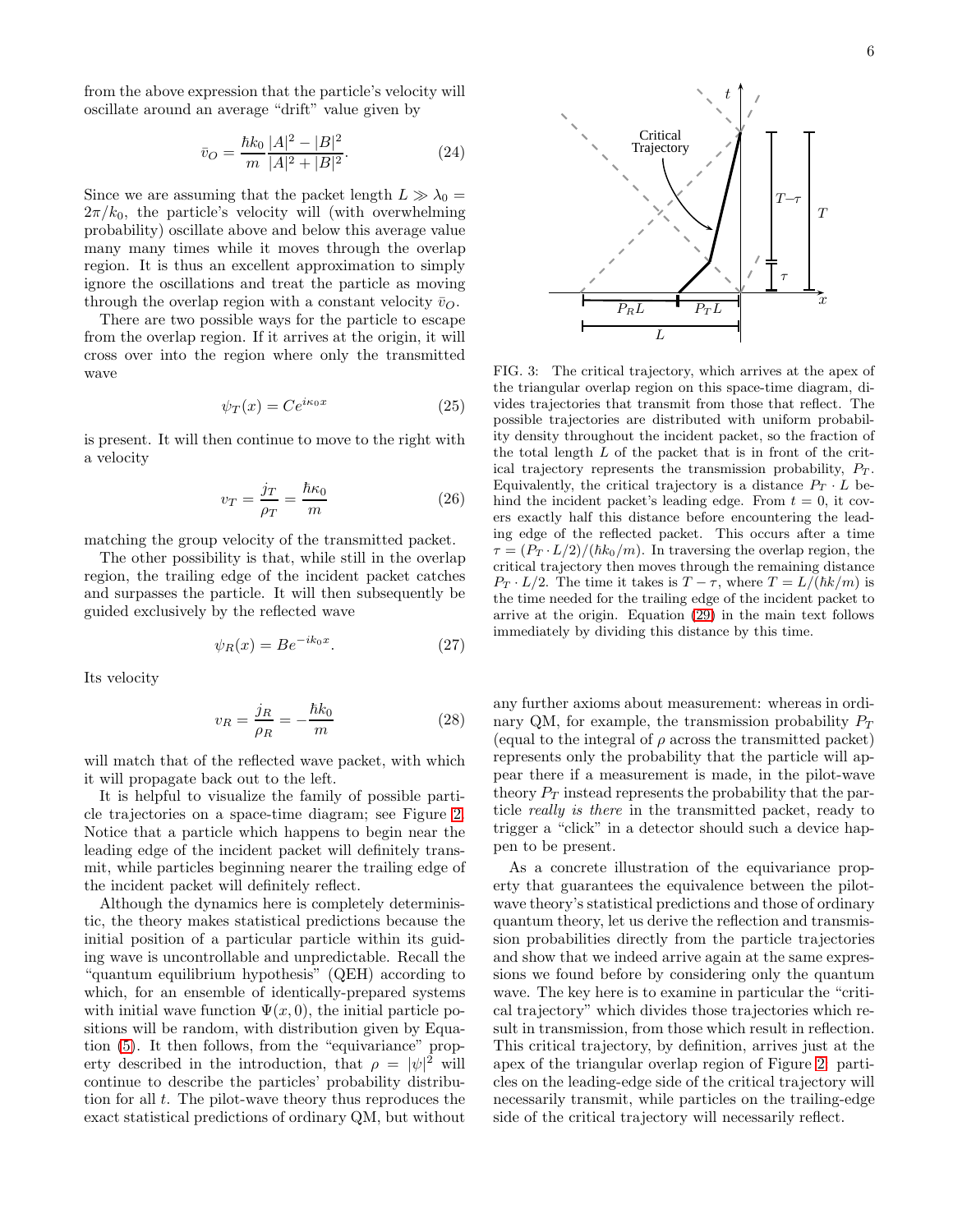from the above expression that the particle's velocity will oscillate around an average "drift" value given by

$$\bar{v}_O = \frac{\hbar k_0}{m} \frac{|A|^2 - |B|^2}{|A|^2 + |B|^2}. \tag{24}$$

Since we are assuming that the packet length $L \gg \lambda_0 = 2\pi/k_0$, the particle's velocity will (with overwhelming probability) oscillate above and below this average value many many times while it moves through the overlap region. It is thus an excellent approximation to simply ignore the oscillations and treat the particle as moving through the overlap region with a constant velocity $\bar{v}_O$.

There are two possible ways for the particle to escape from the overlap region. If it arrives at the origin, it will cross over into the region where only the transmitted wave

$$\psi_T(x) = Ce^{i\kappa_0 x} \tag{25}$$

is present. It will then continue to move to the right with a velocity

$$v_T = \frac{j_T}{\rho_T} = \frac{\hbar \kappa_0}{m} \tag{26}$$

matching the group velocity of the transmitted packet.

The other possibility is that, while still in the overlap region, the trailing edge of the incident packet catches and surpasses the particle. It will then subsequently be guided exclusively by the reflected wave

$$\psi_R(x) = Be^{-ik_0 x}. \tag{27}$$

Its velocity

$$v_R = \frac{j_R}{\rho_R} = -\frac{\hbar k_0}{m} \tag{28}$$

will match that of the reflected wave packet, with which it will propagate back out to the left.

It is helpful to visualize the family of possible particle trajectories on a space-time diagram; see Figure 2. Notice that a particle which happens to begin near the leading edge of the incident packet will definitely transmit, while particles beginning nearer the trailing edge of the incident packet will definitely reflect.

Although the dynamics here is completely deterministic, the theory makes statistical predictions because the initial position of a particular particle within its guiding wave is uncontrollable and unpredictable. Recall the "quantum equilibrium hypothesis" (QEH) according to which, for an ensemble of identically-prepared systems with initial wave function $\Psi(x, 0)$, the initial particle positions will be random, with distribution given by Equation (5). It then follows, from the "equivariance" property described in the introduction, that $\rho = |\psi|^2$ will continue to describe the particles' probability distribution for all $t$. The pilot-wave theory thus reproduces the exact statistical predictions of ordinary QM, but without any further axioms about measurement: whereas in ordinary QM, for example, the transmission probability $P_T$ (equal to the integral of $\rho$ across the transmitted packet) represents only the probability that the particle will appear there if a measurement is made, in the pilot-wave theory $P_T$ instead represents the probability that the particle *really is there* in the transmitted packet, ready to trigger a "click" in a detector should such a device happen to be present.

FIG. 3: The critical trajectory, which arrives at the apex of the triangular overlap region on this space-time diagram, divides trajectories that transmit from those that reflect. The possible trajectories are distributed with uniform probability density throughout the incident packet, so the fraction of the total length $L$ of the packet that is in front of the critical trajectory represents the transmission probability, $P_T$. Equivalently, the critical trajectory is a distance $P_T \cdot L$ behind the incident packet's leading edge. From $t = 0$, it covers exactly half this distance before encountering the leading edge of the reflected packet. This occurs after a time $\tau = (P_T \cdot L/2)/(\hbar k_0/m)$. In traversing the overlap region, the critical trajectory then moves through the remaining distance $P_T \cdot L/2$. The time it takes is $T - \tau$, where $T = L/(\hbar k/m)$ is the time needed for the trailing edge of the incident packet to arrive at the origin. Equation (29) in the main text follows immediately by dividing this distance by this time.

As a concrete illustration of the equivariance property that guarantees the equivalence between the pilot-wave theory's statistical predictions and those of ordinary quantum theory, let us derive the reflection and transmission probabilities directly from the particle trajectories and show that we indeed arrive again at the same expressions we found before by considering only the quantum wave. The key here is to examine in particular the "critical trajectory" which divides those trajectories which result in transmission, from those which result in reflection. This critical trajectory, by definition, arrives just at the apex of the triangular overlap region of Figure 2: particles on the leading-edge side of the critical trajectory will necessarily transmit, while particles on the trailing-edge side of the critical trajectory will necessarily reflect.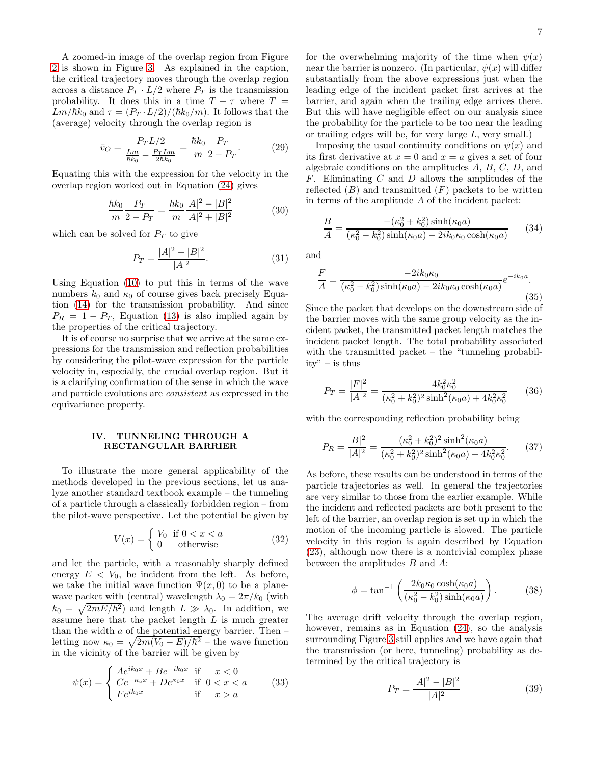A zoomed-in image of the overlap region from Figure 2 is shown in Figure 3. As explained in the caption, the critical trajectory moves through the overlap region across a distance $P_T \cdot L/2$ where $P_T$ is the transmission probability. It does this in a time $T - \tau$ where $T = Lm/\hbar k_0$ and $\tau = (P_T \cdot L/2)/(\hbar k_0/m)$. It follows that the (average) velocity through the overlap region is

$$\bar{v}_O = \frac{P_T L/2}{\frac{Lm}{\hbar k_0} - \frac{P_T L m}{2\hbar k_0}} = \frac{\hbar k_0}{m} \frac{P_T}{2 - P_T}. \tag{29}$$

Equating this with the expression for the velocity in the overlap region worked out in Equation (24) gives

$$\frac{\hbar k_0}{m} \frac{P_T}{2 - P_T} = \frac{\hbar k_0}{m} \frac{|A|^2 - |B|^2}{|A|^2 + |B|^2} \tag{30}$$

which can be solved for $P_T$ to give

$$P_T = \frac{|A|^2 - |B|^2}{|A|^2}. \tag{31}$$

Using Equation (10) to put this in terms of the wave numbers $k_0$ and $\kappa_0$ of course gives back precisely Equation (14) for the transmission probability. And since $P_R = 1 - P_T$, Equation (13) is also implied again by the properties of the critical trajectory.

It is of course no surprise that we arrive at the same expressions for the transmission and reflection probabilities by considering the pilot-wave expression for the particle velocity in, especially, the crucial overlap region. But it is a clarifying confirmation of the sense in which the wave and particle evolutions are *consistent* as expressed in the equivariance property.

## IV. TUNNELING THROUGH A RECTANGULAR BARRIER

To illustrate the more general applicability of the methods developed in the previous sections, let us analyze another standard textbook example – the tunneling of a particle through a classically forbidden region – from the pilot-wave perspective. Let the potential be given by

$$V(x) = \begin{cases} V_0 & \text{if } 0 < x < a \\ 0 & \text{otherwise} \end{cases} \tag{32}$$

and let the particle, with a reasonably sharply defined energy $E < V_0$, be incident from the left. As before, we take the initial wave function $\Psi(x, 0)$ to be a plane-wave packet with (central) wavelength $\lambda_0 = 2\pi/k_0$ (with $k_0 = \sqrt{2mE/\hbar^2}$) and length $L \gg \lambda_0$. In addition, we assume here that the packet length $L$ is much greater than the width $a$ of the potential energy barrier. Then – letting now $\kappa_0 = \sqrt{2m(V_0 - E)/\hbar^2}$ – the wave function in the vicinity of the barrier will be given by

$$\psi(x) = \begin{cases} Ae^{ik_0 x} + Be^{-ik_0 x} & \text{if} \quad x < 0 \\ Ce^{-\kappa_o x} + De^{\kappa_0 x} & \text{if } 0 < x < a \\ Fe^{ik_0 x} & \text{if} \quad x > a \end{cases} \tag{33}$$

for the overwhelming majority of the time when $\psi(x)$ near the barrier is nonzero. (In particular, $\psi(x)$ will differ substantially from the above expressions just when the leading edge of the incident packet first arrives at the barrier, and again when the trailing edge arrives there. But this will have negligible effect on our analysis since the probability for the particle to be too near the leading or trailing edges will be, for very large $L$, very small.)

Imposing the usual continuity conditions on $\psi(x)$ and its first derivative at $x = 0$ and $x = a$ gives a set of four algebraic conditions on the amplitudes $A$, $B$, $C$, $D$, and $F$. Eliminating $C$ and $D$ allows the amplitudes of the reflected ($B$) and transmitted ($F$) packets to be written in terms of the amplitude $A$ of the incident packet:

$$\frac{B}{A} = \frac{-(\kappa_0^2 + k_0^2)\sinh(\kappa_0 a)}{(\kappa_0^2 - k_0^2)\sinh(\kappa_0 a) - 2ik_0\kappa_0 \cosh(\kappa_0 a)} \tag{34}$$

and

$$\frac{F}{A} = \frac{-2ik_0\kappa_0}{(\kappa_0^2 - k_0^2)\sinh(\kappa_0 a) - 2ik_0\kappa_0 \cosh(\kappa_0 a)} e^{-ik_0 a}. \tag{35}$$

Since the packet that develops on the downstream side of the barrier moves with the same group velocity as the incident packet, the transmitted packet length matches the incident packet length. The total probability associated with the transmitted packet – the "tunneling probability" – is thus

$$P_T = \frac{|F|^2}{|A|^2} = \frac{4k_0^2\kappa_0^2}{(\kappa_0^2 + k_0^2)^2 \sinh^2(\kappa_0 a) + 4k_0^2\kappa_0^2} \tag{36}$$

with the corresponding reflection probability being

$$P_R = \frac{|B|^2}{|A|^2} = \frac{(\kappa_0^2 + k_0^2)^2 \sinh^2(\kappa_0 a)}{(\kappa_0^2 + k_0^2)^2 \sinh^2(\kappa_0 a) + 4k_0^2\kappa_0^2}. \tag{37}$$

As before, these results can be understood in terms of the particle trajectories as well. In general the trajectories are very similar to those from the earlier example. While the incident and reflected packets are both present to the left of the barrier, an overlap region is set up in which the motion of the incoming particle is slowed. The particle velocity in this region is again described by Equation (23), although now there is a nontrivial complex phase between the amplitudes $B$ and $A$:

$$\phi = \tan^{-1}\left(\frac{2k_0\kappa_0 \cosh(\kappa_0 a)}{(\kappa_0^2 - k_0^2)\sinh(\kappa_0 a)}\right). \tag{38}$$

The average drift velocity through the overlap region, however, remains as in Equation (24), so the analysis surrounding Figure 3 still applies and we have again that the transmission (or here, tunneling) probability as determined by the critical trajectory is

$$P_T = \frac{|A|^2 - |B|^2}{|A|^2} \tag{39}$$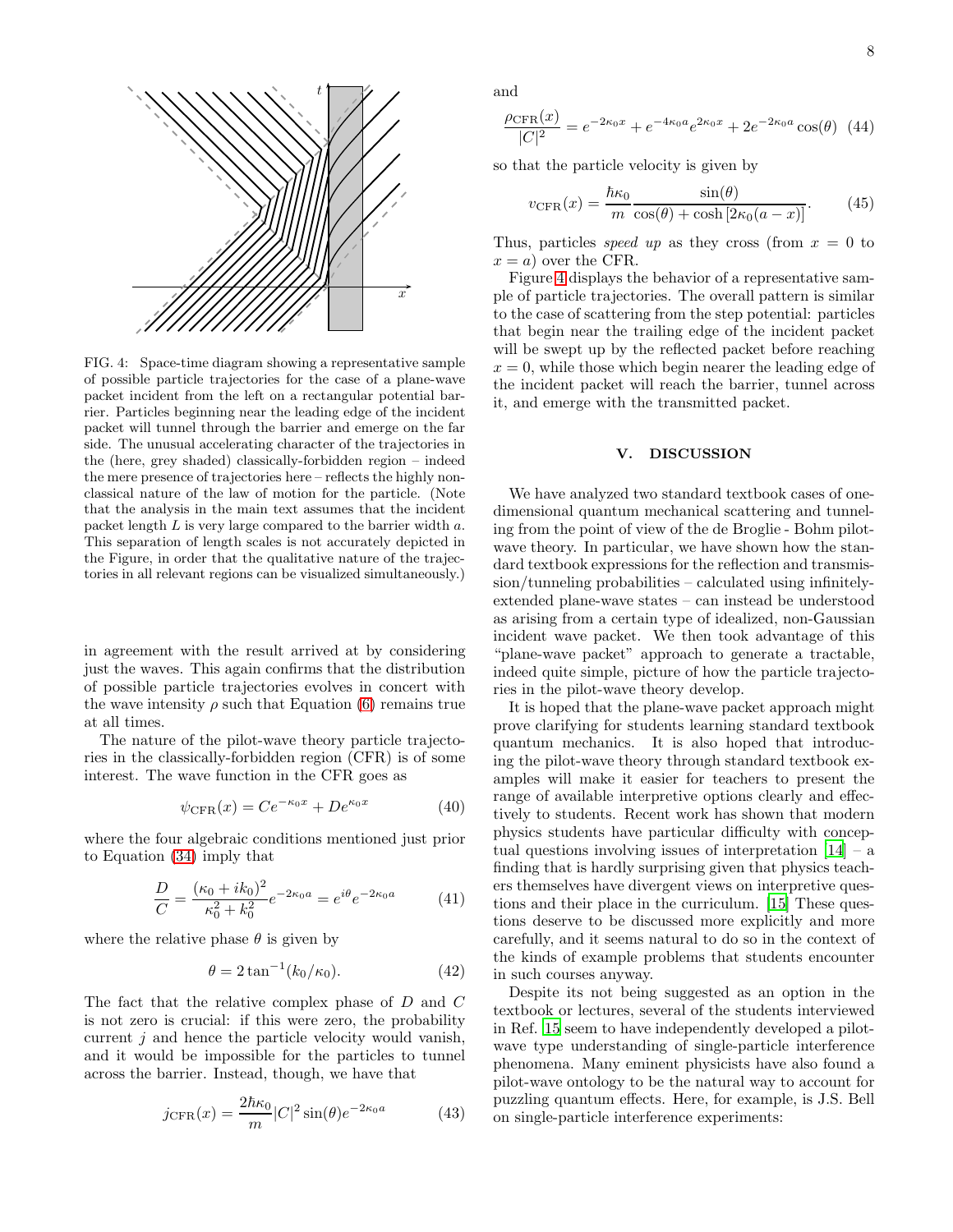FIG. 4: Space-time diagram showing a representative sample of possible particle trajectories for the case of a plane-wave packet incident from the left on a rectangular potential barrier. Particles beginning near the leading edge of the incident packet will tunnel through the barrier and emerge on the far side. The unusual accelerating character of the trajectories in the (here, grey shaded) classically-forbidden region – indeed the mere presence of trajectories here – reflects the highly non-classical nature of the law of motion for the particle. (Note that the analysis in the main text assumes that the incident packet length $L$ is very large compared to the barrier width $a$. This separation of length scales is not accurately depicted in the Figure, in order that the qualitative nature of the trajectories in all relevant regions can be visualized simultaneously.)

in agreement with the result arrived at by considering just the waves. This again confirms that the distribution of possible particle trajectories evolves in concert with the wave intensity $\rho$ such that Equation (6) remains true at all times.

The nature of the pilot-wave theory particle trajectories in the classically-forbidden region (CFR) is of some interest. The wave function in the CFR goes as

$$\psi_{\rm CFR}(x) = Ce^{-\kappa_0 x} + De^{\kappa_0 x} \tag{40}$$

where the four algebraic conditions mentioned just prior to Equation (34) imply that

$$\frac{D}{C} = \frac{(\kappa_0 + ik_0)^2}{\kappa_0^2 + k_0^2} e^{-2\kappa_0 a} = e^{i\theta} e^{-2\kappa_0 a} \tag{41}$$

where the relative phase $\theta$ is given by

$$\theta = 2\tan^{-1}(k_0/\kappa_0). \tag{42}$$

The fact that the relative complex phase of $D$ and $C$ is not zero is crucial: if this were zero, the probability current $j$ and hence the particle velocity would vanish, and it would be impossible for the particles to tunnel across the barrier. Instead, though, we have that

$$j_{\rm CFR}(x) = \frac{2\hbar\kappa_0}{m}|C|^2 \sin(\theta) e^{-2\kappa_0 a} \tag{43}$$

and

$$\frac{\rho_{\rm CFR}(x)}{|C|^2} = e^{-2\kappa_0 x} + e^{-4\kappa_0 a}e^{2\kappa_0 x} + 2e^{-2\kappa_0 a}\cos(\theta) \tag{44}$$

so that the particle velocity is given by

$$v_{\rm CFR}(x) = \frac{\hbar\kappa_0}{m}\frac{\sin(\theta)}{\cos(\theta) + \cosh\left[2\kappa_0(a-x)\right]}. \tag{45}$$

Thus, particles *speed up* as they cross (from $x = 0$ to $x = a$) over the CFR.

Figure 4 displays the behavior of a representative sample of particle trajectories. The overall pattern is similar to the case of scattering from the step potential: particles that begin near the trailing edge of the incident packet will be swept up by the reflected packet before reaching $x = 0$, while those which begin nearer the leading edge of the incident packet will reach the barrier, tunnel across it, and emerge with the transmitted packet.

## V. DISCUSSION

We have analyzed two standard textbook cases of one-dimensional quantum mechanical scattering and tunneling from the point of view of the de Broglie - Bohm pilot-wave theory. In particular, we have shown how the standard textbook expressions for the reflection and transmission/tunneling probabilities – calculated using infinitely-extended plane-wave states – can instead be understood as arising from a certain type of idealized, non-Gaussian incident wave packet. We then took advantage of this "plane-wave packet" approach to generate a tractable, indeed quite simple, picture of how the particle trajectories in the pilot-wave theory develop.

It is hoped that the plane-wave packet approach might prove clarifying for students learning standard textbook quantum mechanics. It is also hoped that introducing the pilot-wave theory through standard textbook examples will make it easier for teachers to present the range of available interpretive options clearly and effectively to students. Recent work has shown that modern physics students have particular difficulty with conceptual questions involving issues of interpretation [14] – a finding that is hardly surprising given that physics teachers themselves have divergent views on interpretive questions and their place in the curriculum. [15] These questions deserve to be discussed more explicitly and more carefully, and it seems natural to do so in the context of the kinds of example problems that students encounter in such courses anyway.

Despite its not being suggested as an option in the textbook or lectures, several of the students interviewed in Ref. 15 seem to have independently developed a pilot-wave type understanding of single-particle interference phenomena. Many eminent physicists have also found a pilot-wave ontology to be the natural way to account for puzzling quantum effects. Here, for example, is J.S. Bell on single-particle interference experiments: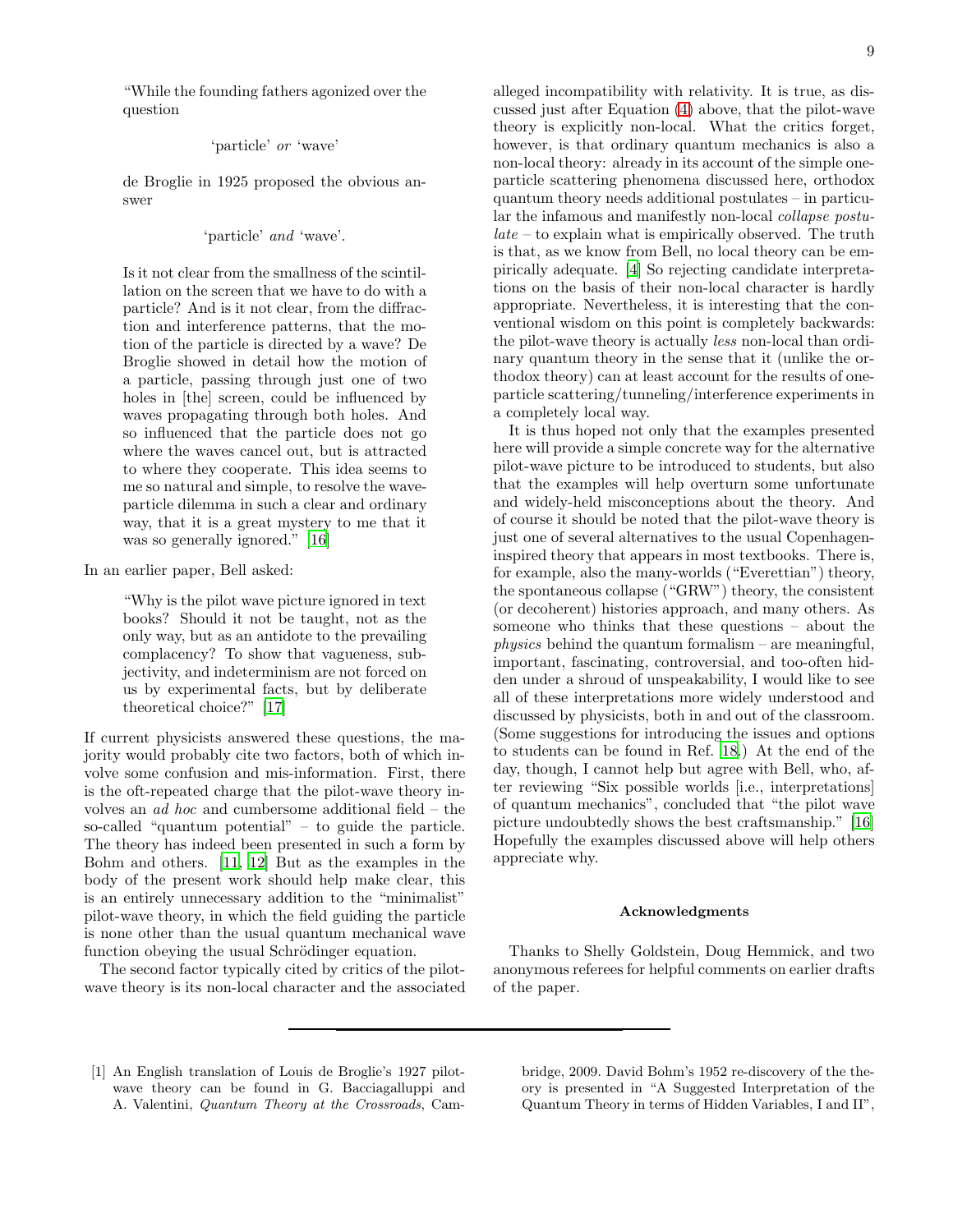> "While the founding fathers agonized over the question
>
> 'particle' *or* 'wave'
>
> de Broglie in 1925 proposed the obvious answer
>
> 'particle' *and* 'wave'.
>
> Is it not clear from the smallness of the scintillation on the screen that we have to do with a particle? And is it not clear, from the diffraction and interference patterns, that the motion of the particle is directed by a wave? De Broglie showed in detail how the motion of a particle, passing through just one of two holes in [the] screen, could be influenced by waves propagating through both holes. And so influenced that the particle does not go where the waves cancel out, but is attracted to where they cooperate. This idea seems to me so natural and simple, to resolve the wave-particle dilemma in such a clear and ordinary way, that it is a great mystery to me that it was so generally ignored." [16]

In an earlier paper, Bell asked:

> "Why is the pilot wave picture ignored in text books? Should it not be taught, not as the only way, but as an antidote to the prevailing complacency? To show that vagueness, subjectivity, and indeterminism are not forced on us by experimental facts, but by deliberate theoretical choice?" [17]

If current physicists answered these questions, the majority would probably cite two factors, both of which involve some confusion and mis-information. First, there is the oft-repeated charge that the pilot-wave theory involves an *ad hoc* and cumbersome additional field – the so-called "quantum potential" – to guide the particle. The theory has indeed been presented in such a form by Bohm and others. [11, 12] But as the examples in the body of the present work should help make clear, this is an entirely unnecessary addition to the "minimalist" pilot-wave theory, in which the field guiding the particle is none other than the usual quantum mechanical wave function obeying the usual Schrödinger equation.

The second factor typically cited by critics of the pilot-wave theory is its non-local character and the associated alleged incompatibility with relativity. It is true, as discussed just after Equation (4) above, that the pilot-wave theory is explicitly non-local. What the critics forget, however, is that ordinary quantum mechanics is also a non-local theory: already in its account of the simple one-particle scattering phenomena discussed here, orthodox quantum theory needs additional postulates – in particular the infamous and manifestly non-local *collapse postulate* – to explain what is empirically observed. The truth is that, as we know from Bell, no local theory can be empirically adequate. [4] So rejecting candidate interpretations on the basis of their non-local character is hardly appropriate. Nevertheless, it is interesting that the conventional wisdom on this point is completely backwards: the pilot-wave theory is actually *less* non-local than ordinary quantum theory in the sense that it (unlike the orthodox theory) can at least account for the results of one-particle scattering/tunneling/interference experiments in a completely local way.

It is thus hoped not only that the examples presented here will provide a simple concrete way for the alternative pilot-wave picture to be introduced to students, but also that the examples will help overturn some unfortunate and widely-held misconceptions about the theory. And of course it should be noted that the pilot-wave theory is just one of several alternatives to the usual Copenhagen-inspired theory that appears in most textbooks. There is, for example, also the many-worlds ("Everettian") theory, the spontaneous collapse ("GRW") theory, the consistent (or decoherent) histories approach, and many others. As someone who thinks that these questions – about the *physics* behind the quantum formalism – are meaningful, important, fascinating, controversial, and too-often hidden under a shroud of unspeakability, I would like to see all of these interpretations more widely understood and discussed by physicists, both in and out of the classroom. (Some suggestions for introducing the issues and options to students can be found in Ref. [18].) At the end of the day, though, I cannot help but agree with Bell, who, after reviewing "Six possible worlds [i.e., interpretations] of quantum mechanics", concluded that "the pilot wave picture undoubtedly shows the best craftsmanship." [16] Hopefully the examples discussed above will help others appreciate why.

### Acknowledgments

Thanks to Shelly Goldstein, Doug Hemmick, and two anonymous referees for helpful comments on earlier drafts of the paper.

---

[1] An English translation of Louis de Broglie's 1927 pilot-wave theory can be found in G. Bacciagalluppi and A. Valentini, *Quantum Theory at the Crossroads*, Cambridge, 2009. David Bohm's 1952 re-discovery of the theory is presented in "A Suggested Interpretation of the Quantum Theory in terms of Hidden Variables, I and II",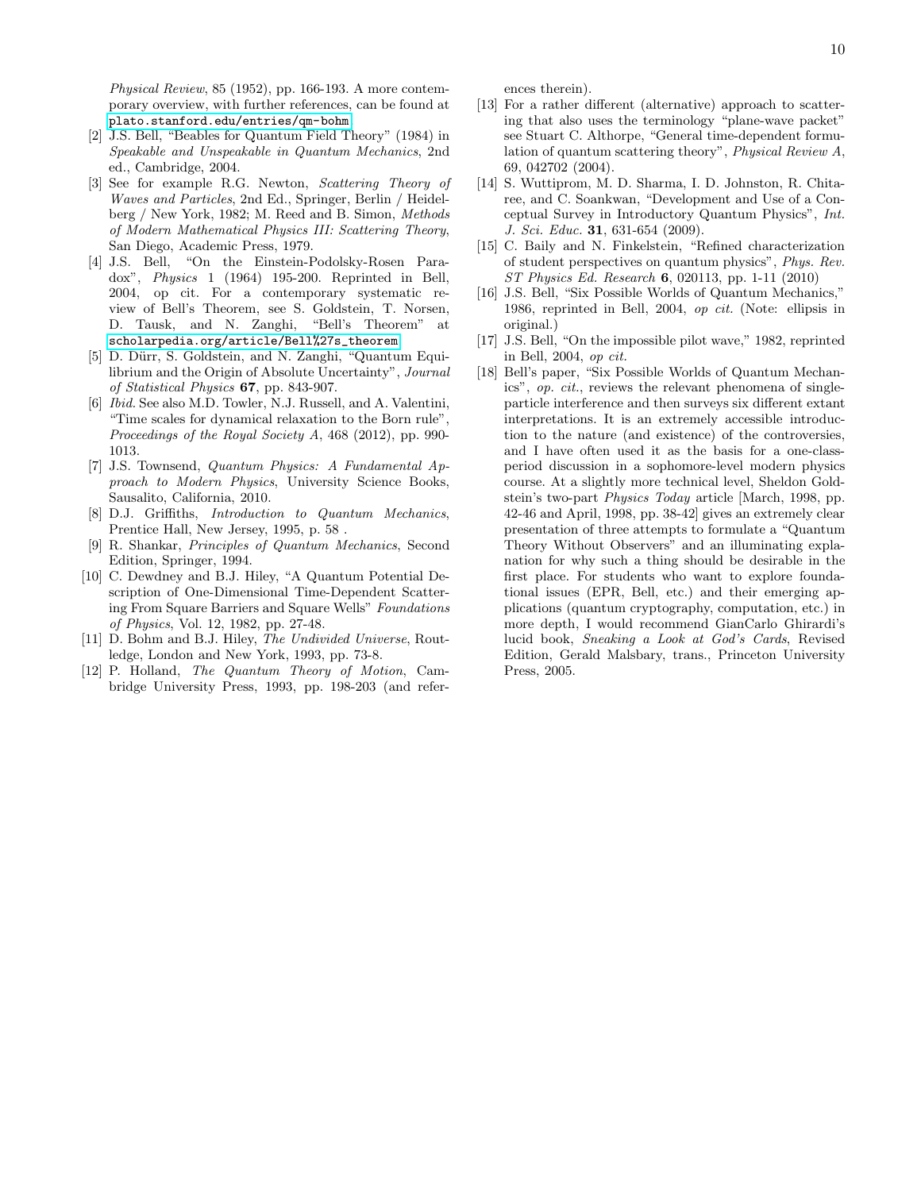*Physical Review*, 85 (1952), pp. 166-193. A more contemporary overview, with further references, can be found at plato.stanford.edu/entries/qm-bohm

[2] J.S. Bell, "Beables for Quantum Field Theory" (1984) in *Speakable and Unspeakable in Quantum Mechanics*, 2nd ed., Cambridge, 2004.

[3] See for example R.G. Newton, *Scattering Theory of Waves and Particles*, 2nd Ed., Springer, Berlin / Heidelberg / New York, 1982; M. Reed and B. Simon, *Methods of Modern Mathematical Physics III: Scattering Theory*, San Diego, Academic Press, 1979.

[4] J.S. Bell, "On the Einstein-Podolsky-Rosen Paradox", *Physics* 1 (1964) 195-200. Reprinted in Bell, 2004, op cit. For a contemporary systematic review of Bell's Theorem, see S. Goldstein, T. Norsen, D. Tausk, and N. Zanghi, "Bell's Theorem" at scholarpedia.org/article/Bell%27s_theorem

[5] D. Dürr, S. Goldstein, and N. Zanghi, "Quantum Equilibrium and the Origin of Absolute Uncertainty", *Journal of Statistical Physics* **67**, pp. 843-907.

[6] *Ibid.* See also M.D. Towler, N.J. Russell, and A. Valentini, "Time scales for dynamical relaxation to the Born rule", *Proceedings of the Royal Society A*, 468 (2012), pp. 990-1013.

[7] J.S. Townsend, *Quantum Physics: A Fundamental Approach to Modern Physics*, University Science Books, Sausalito, California, 2010.

[8] D.J. Griffiths, *Introduction to Quantum Mechanics*, Prentice Hall, New Jersey, 1995, p. 58 .

[9] R. Shankar, *Principles of Quantum Mechanics*, Second Edition, Springer, 1994.

[10] C. Dewdney and B.J. Hiley, "A Quantum Potential Description of One-Dimensional Time-Dependent Scattering From Square Barriers and Square Wells" *Foundations of Physics*, Vol. 12, 1982, pp. 27-48.

[11] D. Bohm and B.J. Hiley, *The Undivided Universe*, Routledge, London and New York, 1993, pp. 73-8.

[12] P. Holland, *The Quantum Theory of Motion*, Cambridge University Press, 1993, pp. 198-203 (and references therein).

[13] For a rather different (alternative) approach to scattering that also uses the terminology "plane-wave packet" see Stuart C. Althorpe, "General time-dependent formulation of quantum scattering theory", *Physical Review A*, 69, 042702 (2004).

[14] S. Wuttiprom, M. D. Sharma, I. D. Johnston, R. Chitaree, and C. Soankwan, "Development and Use of a Conceptual Survey in Introductory Quantum Physics", *Int. J. Sci. Educ.* **31**, 631-654 (2009).

[15] C. Baily and N. Finkelstein, "Refined characterization of student perspectives on quantum physics", *Phys. Rev. ST Physics Ed. Research* **6**, 020113, pp. 1-11 (2010)

[16] J.S. Bell, "Six Possible Worlds of Quantum Mechanics," 1986, reprinted in Bell, 2004, *op cit.* (Note: ellipsis in original.)

[17] J.S. Bell, "On the impossible pilot wave," 1982, reprinted in Bell, 2004, *op cit.*

[18] Bell's paper, "Six Possible Worlds of Quantum Mechanics", *op. cit.*, reviews the relevant phenomena of single-particle interference and then surveys six different extant interpretations. It is an extremely accessible introduction to the nature (and existence) of the controversies, and I have often used it as the basis for a one-class-period discussion in a sophomore-level modern physics course. At a slightly more technical level, Sheldon Goldstein's two-part *Physics Today* article [March, 1998, pp. 42-46 and April, 1998, pp. 38-42] gives an extremely clear presentation of three attempts to formulate a "Quantum Theory Without Observers" and an illuminating explanation for why such a thing should be desirable in the first place. For students who want to explore foundational issues (EPR, Bell, etc.) and their emerging applications (quantum cryptography, computation, etc.) in more depth, I would recommend GianCarlo Ghirardi's lucid book, *Sneaking a Look at God's Cards*, Revised Edition, Gerald Malsbary, trans., Princeton University Press, 2005.